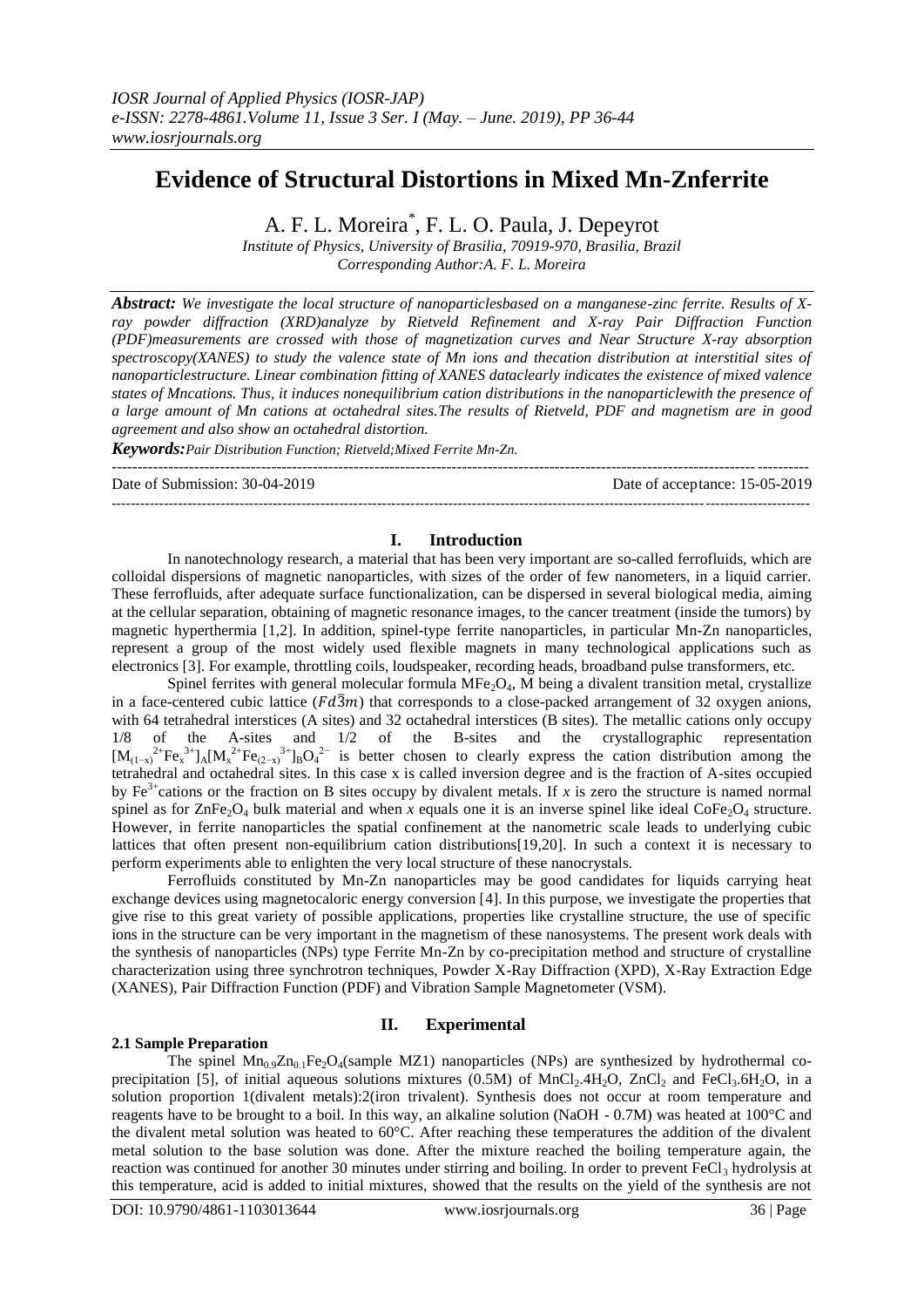# Evidence of Structural Distortions in Mixed Mn-Znferrite

A. F. L. Moreira*, F. L. O. Paula, J. Depeyrot

*Institute of Physics, University of Brasilia, 70919-970, Brasilia, Brazil*
*Corresponding Author:A. F. L. Moreira*

***Abstract:*** *We investigate the local structure of nanoparticlesbased on a manganese-zinc ferrite. Results of X-ray powder diffraction (XRD)analyze by Rietveld Refinement and X-ray Pair Diffraction Function (PDF)measurements are crossed with those of magnetization curves and Near Structure X-ray absorption spectroscopy(XANES) to study the valence state of Mn ions and thecation distribution at interstitial sites of nanoparticlestructure. Linear combination fitting of XANES dataclearly indicates the existence of mixed valence states of Mncations. Thus, it induces nonequilibrium cation distributions in the nanoparticlewith the presence of a large amount of Mn cations at octahedral sites.The results of Rietveld, PDF and magnetism are in good agreement and also show an octahedral distortion.*

***Keywords:****Pair Distribution Function; Rietveld;Mixed Ferrite Mn-Zn.*

---

Date of Submission: 30-04-2019 | Date of acceptance: 15-05-2019

---

## I. Introduction

In nanotechnology research, a material that has been very important are so-called ferrofluids, which are colloidal dispersions of magnetic nanoparticles, with sizes of the order of few nanometers, in a liquid carrier. These ferrofluids, after adequate surface functionalization, can be dispersed in several biological media, aiming at the cellular separation, obtaining of magnetic resonance images, to the cancer treatment (inside the tumors) by magnetic hyperthermia [1,2]. In addition, spinel-type ferrite nanoparticles, in particular Mn-Zn nanoparticles, represent a group of the most widely used flexible magnets in many technological applications such as electronics [3]. For example, throttling coils, loudspeaker, recording heads, broadband pulse transformers, etc.

Spinel ferrites with general molecular formula $MFe_2O_4$, M being a divalent transition metal, crystallize in a face-centered cubic lattice ($Fd\bar{3}m$) that corresponds to a close-packed arrangement of 32 oxygen anions, with 64 tetrahedral interstices (A sites) and 32 octahedral interstices (B sites). The metallic cations only occupy 1/8 of the A-sites and 1/2 of the B-sites and the crystallographic representation $[M_{(1-x)}{}^{2+}Fe_x{}^{3+}]_A[M_x{}^{2+}Fe_{(2-x)}{}^{3+}]_BO_4{}^{2-}$ is better chosen to clearly express the cation distribution among the tetrahedral and octahedral sites. In this case x is called inversion degree and is the fraction of A-sites occupied by $Fe^{3+}$cations or the fraction on B sites occupy by divalent metals. If $x$ is zero the structure is named normal spinel as for $ZnFe_2O_4$ bulk material and when $x$ equals one it is an inverse spinel like ideal $CoFe_2O_4$ structure. However, in ferrite nanoparticles the spatial confinement at the nanometric scale leads to underlying cubic lattices that often present non-equilibrium cation distributions[19,20]. In such a context it is necessary to perform experiments able to enlighten the very local structure of these nanocrystals.

Ferrofluids constituted by Mn-Zn nanoparticles may be good candidates for liquids carrying heat exchange devices using magnetocaloric energy conversion [4]. In this purpose, we investigate the properties that give rise to this great variety of possible applications, properties like crystalline structure, the use of specific ions in the structure can be very important in the magnetism of these nanosystems. The present work deals with the synthesis of nanoparticles (NPs) type Ferrite Mn-Zn by co-precipitation method and structure of crystalline characterization using three synchrotron techniques, Powder X-Ray Diffraction (XPD), X-Ray Extraction Edge (XANES), Pair Diffraction Function (PDF) and Vibration Sample Magnetometer (VSM).

## II. Experimental

### 2.1 Sample Preparation

The spinel $Mn_{0.9}Zn_{0.1}Fe_2O_4$(sample MZ1) nanoparticles (NPs) are synthesized by hydrothermal co-precipitation [5], of initial aqueous solutions mixtures (0.5M) of $MnCl_2.4H_2O$, $ZnCl_2$ and $FeCl_3.6H_2O$, in a solution proportion 1(divalent metals):2(iron trivalent). Synthesis does not occur at room temperature and reagents have to be brought to a boil. In this way, an alkaline solution (NaOH - 0.7M) was heated at 100°C and the divalent metal solution was heated to 60°C. After reaching these temperatures the addition of the divalent metal solution to the base solution was done. After the mixture reached the boiling temperature again, the reaction was continued for another 30 minutes under stirring and boiling. In order to prevent $FeCl_3$ hydrolysis at this temperature, acid is added to initial mixtures, showed that the results on the yield of the synthesis are not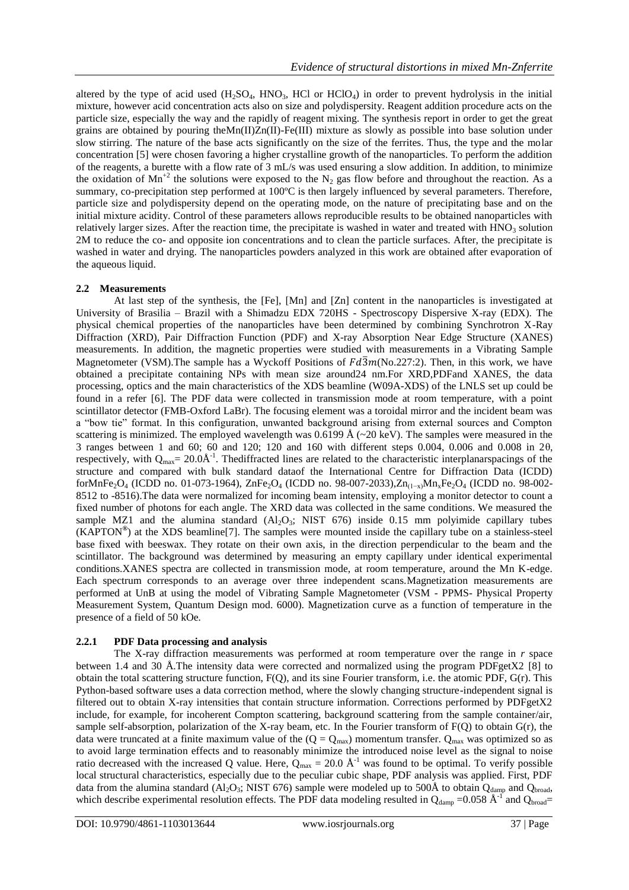altered by the type of acid used ($H_2SO_4$, $HNO_3$, HCl or $HClO_4$) in order to prevent hydrolysis in the initial mixture, however acid concentration acts also on size and polydispersity. Reagent addition procedure acts on the particle size, especially the way and the rapidly of reagent mixing. The synthesis report in order to get the great grains are obtained by pouring theMn(II)Zn(II)-Fe(III) mixture as slowly as possible into base solution under slow stirring. The nature of the base acts significantly on the size of the ferrites. Thus, the type and the molar concentration [5] were chosen favoring a higher crystalline growth of the nanoparticles. To perform the addition of the reagents, a burette with a flow rate of 3 mL/s was used ensuring a slow addition. In addition, to minimize the oxidation of $Mn^{+2}$ the solutions were exposed to the $N_2$ gas flow before and throughout the reaction. As a summary, co-precipitation step performed at 100ºC is then largely influenced by several parameters. Therefore, particle size and polydispersity depend on the operating mode, on the nature of precipitating base and on the initial mixture acidity. Control of these parameters allows reproducible results to be obtained nanoparticles with relatively larger sizes. After the reaction time, the precipitate is washed in water and treated with $HNO_3$ solution 2M to reduce the co- and opposite ion concentrations and to clean the particle surfaces. After, the precipitate is washed in water and drying. The nanoparticles powders analyzed in this work are obtained after evaporation of the aqueous liquid.

### 2.2 Measurements

At last step of the synthesis, the [Fe], [Mn] and [Zn] content in the nanoparticles is investigated at University of Brasilia – Brazil with a Shimadzu EDX 720HS - Spectroscopy Dispersive X-ray (EDX). The physical chemical properties of the nanoparticles have been determined by combining Synchrotron X-Ray Diffraction (XRD), Pair Diffraction Function (PDF) and X-ray Absorption Near Edge Structure (XANES) measurements. In addition, the magnetic properties were studied with measurements in a Vibrating Sample Magnetometer (VSM).The sample has a Wyckoff Positions of $Fd\bar{3}m$(No.227:2). Then, in this work, we have obtained a precipitate containing NPs with mean size around24 nm.For XRD,PDFand XANES, the data processing, optics and the main characteristics of the XDS beamline (W09A-XDS) of the LNLS set up could be found in a refer [6]. The PDF data were collected in transmission mode at room temperature, with a point scintillator detector (FMB-Oxford LaBr). The focusing element was a toroidal mirror and the incident beam was a "bow tie" format. In this configuration, unwanted background arising from external sources and Compton scattering is minimized. The employed wavelength was 0.6199 Å (~20 keV). The samples were measured in the 3 ranges between 1 and 60; 60 and 120; 120 and 160 with different steps 0.004, 0.006 and 0.008 in 2θ, respectively, with $Q_{max}$= 20.0Å$^{-1}$. Thediffracted lines are related to the characteristic interplanarspacings of the structure and compared with bulk standard dataof the International Centre for Diffraction Data (ICDD) for$MnFe_2O_4$ (ICDD no. 01-073-1964), $ZnFe_2O_4$ (ICDD no. 98-007-2033),$Zn_{(1-x)}Mn_xFe_2O_4$ (ICDD no. 98-002-8512 to -8516).The data were normalized for incoming beam intensity, employing a monitor detector to count a fixed number of photons for each angle. The XRD data was collected in the same conditions. We measured the sample MZ1 and the alumina standard ($Al_2O_3$; NIST 676) inside 0.15 mm polyimide capillary tubes (KAPTON®) at the XDS beamline[7]. The samples were mounted inside the capillary tube on a stainless-steel base fixed with beeswax. They rotate on their own axis, in the direction perpendicular to the beam and the scintillator. The background was determined by measuring an empty capillary under identical experimental conditions.XANES spectra are collected in transmission mode, at room temperature, around the Mn K-edge. Each spectrum corresponds to an average over three independent scans.Magnetization measurements are performed at UnB at using the model of Vibrating Sample Magnetometer (VSM - PPMS- Physical Property Measurement System, Quantum Design mod. 6000). Magnetization curve as a function of temperature in the presence of a field of 50 kOe.

#### 2.2.1 PDF Data processing and analysis

The X-ray diffraction measurements was performed at room temperature over the range in *r* space between 1.4 and 30 Å.The intensity data were corrected and normalized using the program PDFgetX2 [8] to obtain the total scattering structure function, F(Q), and its sine Fourier transform, i.e. the atomic PDF, G(r). This Python-based software uses a data correction method, where the slowly changing structure-independent signal is filtered out to obtain X-ray intensities that contain structure information. Corrections performed by PDFgetX2 include, for example, for incoherent Compton scattering, background scattering from the sample container/air, sample self-absorption, polarization of the X-ray beam, etc. In the Fourier transform of F(Q) to obtain G(r), the data were truncated at a finite maximum value of the ($Q = Q_{max}$) momentum transfer. $Q_{max}$ was optimized so as to avoid large termination effects and to reasonably minimize the introduced noise level as the signal to noise ratio decreased with the increased Q value. Here, $Q_{max}$ = 20.0 Å$^{-1}$ was found to be optimal. To verify possible local structural characteristics, especially due to the peculiar cubic shape, PDF analysis was applied. First, PDF data from the alumina standard ($Al_2O_3$; NIST 676) sample were modeled up to 500Å to obtain $Q_{damp}$ and $Q_{broad}$, which describe experimental resolution effects. The PDF data modeling resulted in $Q_{damp}$ =0.058 Å$^{-1}$ and $Q_{broad}$=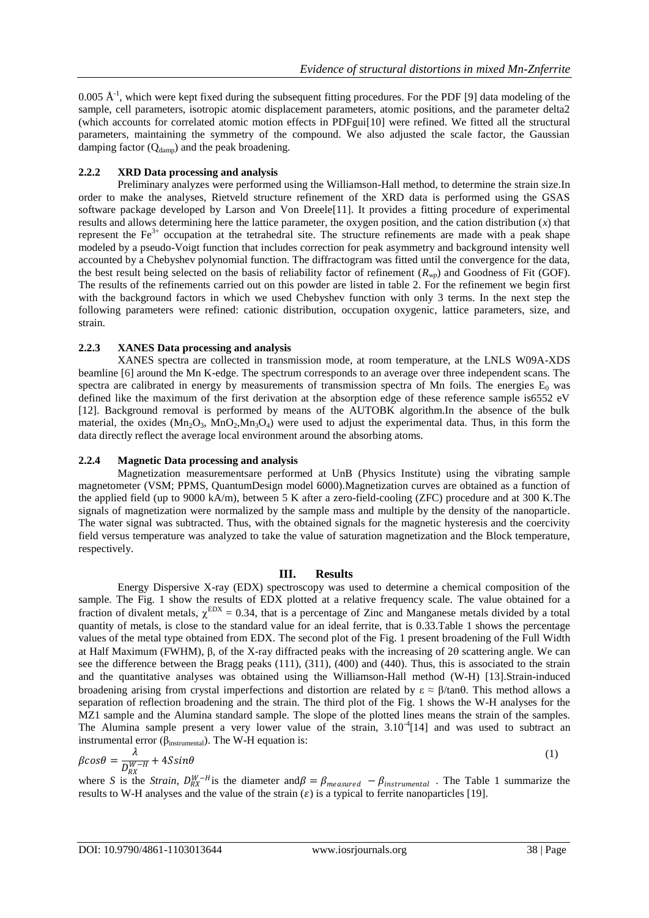0.005 Å$^{-1}$, which were kept fixed during the subsequent fitting procedures. For the PDF [9] data modeling of the sample, cell parameters, isotropic atomic displacement parameters, atomic positions, and the parameter delta2 (which accounts for correlated atomic motion effects in PDFgui[10] were refined. We fitted all the structural parameters, maintaining the symmetry of the compound. We also adjusted the scale factor, the Gaussian damping factor ($Q_{damp}$) and the peak broadening.

### 2.2.2 XRD Data processing and analysis

Preliminary analyzes were performed using the Williamson-Hall method, to determine the strain size.In order to make the analyses, Rietveld structure refinement of the XRD data is performed using the GSAS software package developed by Larson and Von Dreele[11]. It provides a fitting procedure of experimental results and allows determining here the lattice parameter, the oxygen position, and the cation distribution ($x$) that represent the $Fe^{3+}$ occupation at the tetrahedral site. The structure refinements are made with a peak shape modeled by a pseudo-Voigt function that includes correction for peak asymmetry and background intensity well accounted by a Chebyshev polynomial function. The diffractogram was fitted until the convergence for the data, the best result being selected on the basis of reliability factor of refinement ($R_{wp}$) and Goodness of Fit (GOF). The results of the refinements carried out on this powder are listed in table 2. For the refinement we begin first with the background factors in which we used Chebyshev function with only 3 terms. In the next step the following parameters were refined: cationic distribution, occupation oxygenic, lattice parameters, size, and strain.

### 2.2.3 XANES Data processing and analysis

XANES spectra are collected in transmission mode, at room temperature, at the LNLS W09A-XDS beamline [6] around the Mn K-edge. The spectrum corresponds to an average over three independent scans. The spectra are calibrated in energy by measurements of transmission spectra of Mn foils. The energies $E_0$ was defined like the maximum of the first derivation at the absorption edge of these reference sample is6552 eV [12]. Background removal is performed by means of the AUTOBK algorithm.In the absence of the bulk material, the oxides ($Mn_2O_3$, $MnO_2$,$Mn_3O_4$) were used to adjust the experimental data. Thus, in this form the data directly reflect the average local environment around the absorbing atoms.

### 2.2.4 Magnetic Data processing and analysis

Magnetization measurementsare performed at UnB (Physics Institute) using the vibrating sample magnetometer (VSM; PPMS, QuantumDesign model 6000).Magnetization curves are obtained as a function of the applied field (up to 9000 kA/m), between 5 K after a zero-field-cooling (ZFC) procedure and at 300 K.The signals of magnetization were normalized by the sample mass and multiple by the density of the nanoparticle. The water signal was subtracted. Thus, with the obtained signals for the magnetic hysteresis and the coercivity field versus temperature was analyzed to take the value of saturation magnetization and the Block temperature, respectively.

## III. Results

Energy Dispersive X-ray (EDX) spectroscopy was used to determine a chemical composition of the sample. The Fig. 1 show the results of EDX plotted at a relative frequency scale. The value obtained for a fraction of divalent metals, $\chi^{EDX} = 0.34$, that is a percentage of Zinc and Manganese metals divided by a total quantity of metals, is close to the standard value for an ideal ferrite, that is 0.33.Table 1 shows the percentage values of the metal type obtained from EDX. The second plot of the Fig. 1 present broadening of the Full Width at Half Maximum (FWHM), β, of the X-ray diffracted peaks with the increasing of 2θ scattering angle. We can see the difference between the Bragg peaks (111), (311), (400) and (440). Thus, this is associated to the strain and the quantitative analyses was obtained using the Williamson-Hall method (W-H) [13].Strain-induced broadening arising from crystal imperfections and distortion are related by $\varepsilon \approx \beta/\tan\theta$. This method allows a separation of reflection broadening and the strain. The third plot of the Fig. 1 shows the W-H analyses for the MZ1 sample and the Alumina standard sample. The slope of the plotted lines means the strain of the samples. The Alumina sample present a very lower value of the strain, $3.10^{-4}$[14] and was used to subtract an instrumental error ($\beta_{instrumental}$). The W-H equation is:

$$\beta\cos\theta = \frac{\lambda}{D_{RX}^{W-H}} + 4S\sin\theta \tag{1}$$

where $S$ is the *Strain*, $D_{RX}^{W-H}$is the diameter and$\beta = \beta_{measured} - \beta_{instrumental}$ . The Table 1 summarize the results to W-H analyses and the value of the strain ($\varepsilon$) is a typical to ferrite nanoparticles [19].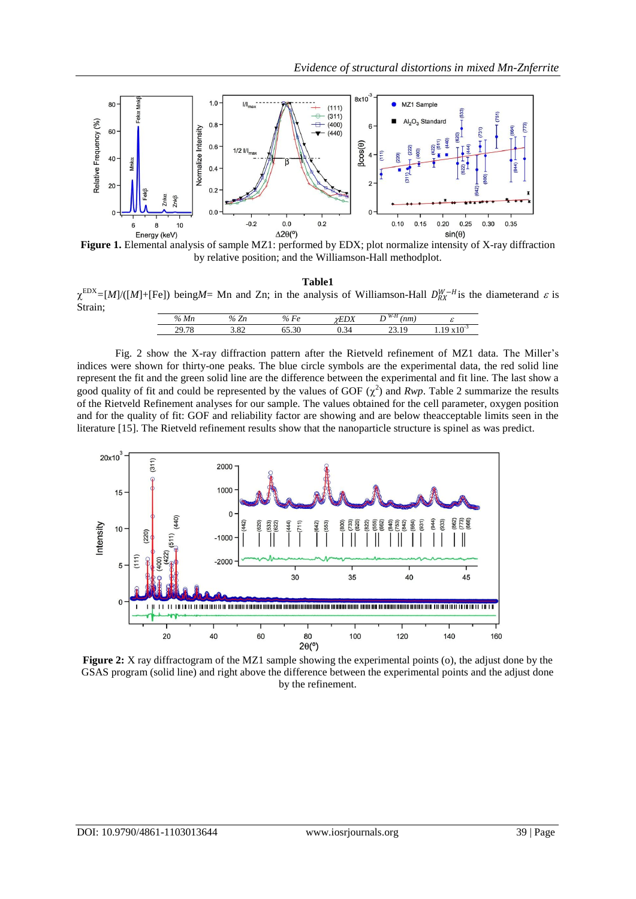**Figure 1.** Elemental analysis of sample MZ1: performed by EDX; plot normalize intensity of X-ray diffraction by relative position; and the Williamson-Hall methodplot.

**Table1**

$\chi^{EDX}$=[$M$]/([$M$]+[Fe]) being$M$= Mn and Zn; in the analysis of Williamson-Hall $D_{RX}^{W-H}$ is the diameterand $\varepsilon$ is Strain;

| % Mn | % Zn | % Fe | $\chi$EDX | $D^{W-H}$ (nm) | $\varepsilon$ |
|---|---|---|---|---|---|
| 29.78 | 3.82 | 65.30 | 0.34 | 23.19 | 1.19 x$10^{-3}$ |

Fig. 2 show the X-ray diffraction pattern after the Rietveld refinement of MZ1 data. The Miller's indices were shown for thirty-one peaks. The blue circle symbols are the experimental data, the red solid line represent the fit and the green solid line are the difference between the experimental and fit line. The last show a good quality of fit and could be represented by the values of GOF ($\chi^2$) and $Rwp$. Table 2 summarize the results of the Rietveld Refinement analyses for our sample. The values obtained for the cell parameter, oxygen position and for the quality of fit: GOF and reliability factor are showing and are below theacceptable limits seen in the literature [15]. The Rietveld refinement results show that the nanoparticle structure is spinel as was predict.

**Figure 2:** X ray diffractogram of the MZ1 sample showing the experimental points (o), the adjust done by the GSAS program (solid line) and right above the difference between the experimental points and the adjust done by the refinement.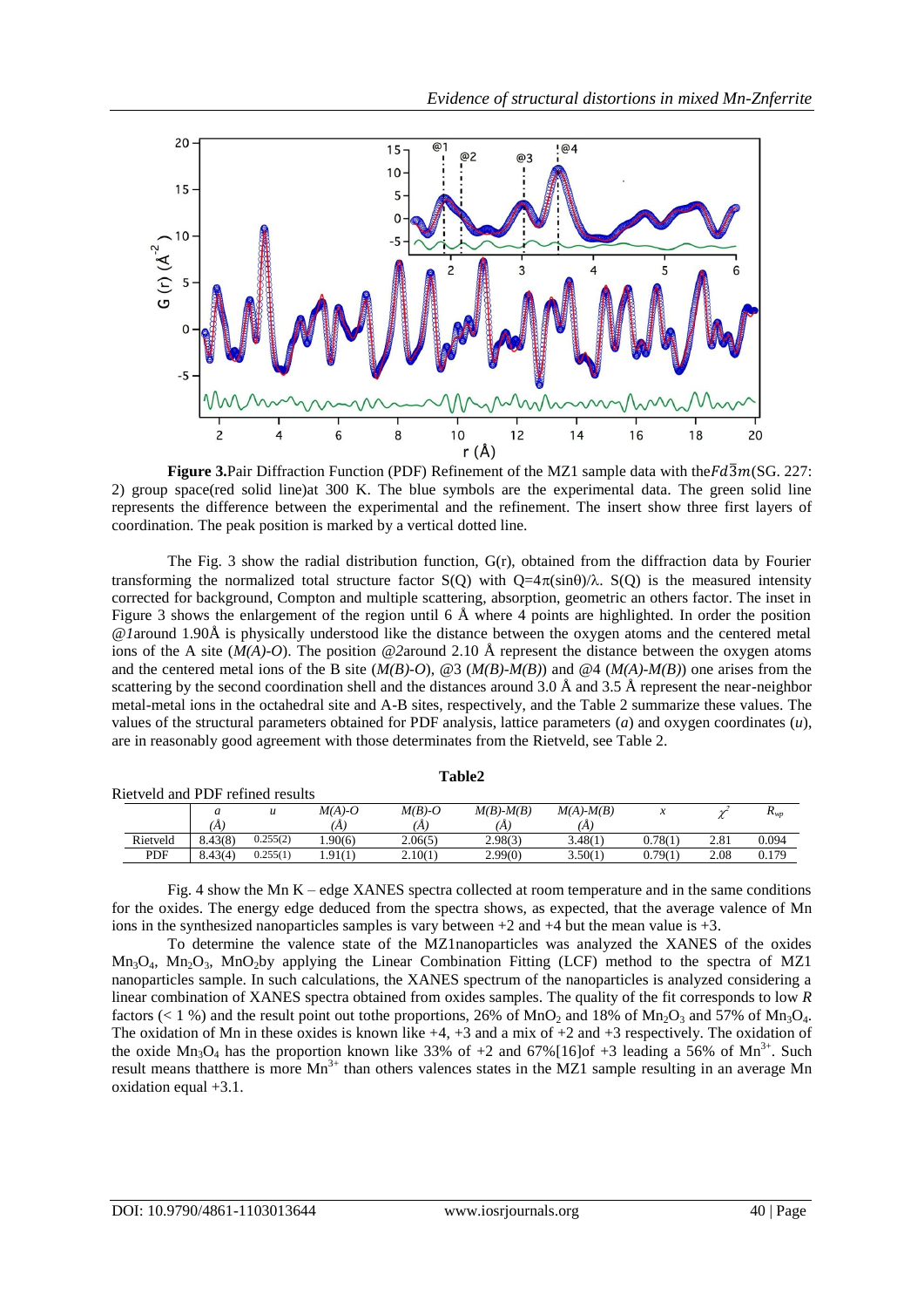**Figure 3.** Pair Diffraction Function (PDF) Refinement of the MZ1 sample data with the $Fd\bar{3}m$(SG. 227: 2) group space(red solid line)at 300 K. The blue symbols are the experimental data. The green solid line represents the difference between the experimental and the refinement. The insert show three first layers of coordination. The peak position is marked by a vertical dotted line.

The Fig. 3 show the radial distribution function, G(r), obtained from the diffraction data by Fourier transforming the normalized total structure factor S(Q) with $Q=4\pi(\sin\theta)/\lambda$. S(Q) is the measured intensity corrected for background, Compton and multiple scattering, absorption, geometric an others factor. The inset in Figure 3 shows the enlargement of the region until 6 Å where 4 points are highlighted. In order the position *@1*around 1.90Å is physically understood like the distance between the oxygen atoms and the centered metal ions of the A site (*M(A)-O*). The position *@2*around 2.10 Å represent the distance between the oxygen atoms and the centered metal ions of the B site (*M(B)-O*), @3 (*M(B)-M(B)*) and @4 (*M(A)-M(B)*) one arises from the scattering by the second coordination shell and the distances around 3.0 Å and 3.5 Å represent the near-neighbor metal-metal ions in the octahedral site and A-B sites, respectively, and the Table 2 summarize these values. The values of the structural parameters obtained for PDF analysis, lattice parameters (*a*) and oxygen coordinates (*u*), are in reasonably good agreement with those determinates from the Rietveld, see Table 2.

**Table2**

Rietveld and PDF refined results

| | *a* (Å) | *u* | *M(A)-O* (Å) | *M(B)-O* (Å) | *M(B)-M(B)* (Å) | *M(A)-M(B)* (Å) | *x* | $\chi^2$ | $R_{wp}$ |
|---|---|---|---|---|---|---|---|---|---|
| Rietveld | 8.43(8) | 0.255(2) | 1.90(6) | 2.06(5) | 2.98(3) | 3.48(1) | 0.78(1) | 2.81 | 0.094 |
| PDF | 8.43(4) | 0.255(1) | 1.91(1) | 2.10(1) | 2.99(0) | 3.50(1) | 0.79(1) | 2.08 | 0.179 |

Fig. 4 show the Mn K – edge XANES spectra collected at room temperature and in the same conditions for the oxides. The energy edge deduced from the spectra shows, as expected, that the average valence of Mn ions in the synthesized nanoparticles samples is vary between +2 and +4 but the mean value is +3.

To determine the valence state of the MZ1nanoparticles was analyzed the XANES of the oxides $Mn_3O_4$, $Mn_2O_3$, $MnO_2$by applying the Linear Combination Fitting (LCF) method to the spectra of MZ1 nanoparticles sample. In such calculations, the XANES spectrum of the nanoparticles is analyzed considering a linear combination of XANES spectra obtained from oxides samples. The quality of the fit corresponds to low *R* factors (< 1 %) and the result point out tothe proportions, 26% of $MnO_2$ and 18% of $Mn_2O_3$ and 57% of $Mn_3O_4$. The oxidation of Mn in these oxides is known like +4, +3 and a mix of +2 and +3 respectively. The oxidation of the oxide $Mn_3O_4$ has the proportion known like 33% of +2 and 67%[16]of +3 leading a 56% of $Mn^{3+}$. Such result means thatthere is more $Mn^{3+}$ than others valences states in the MZ1 sample resulting in an average Mn oxidation equal +3.1.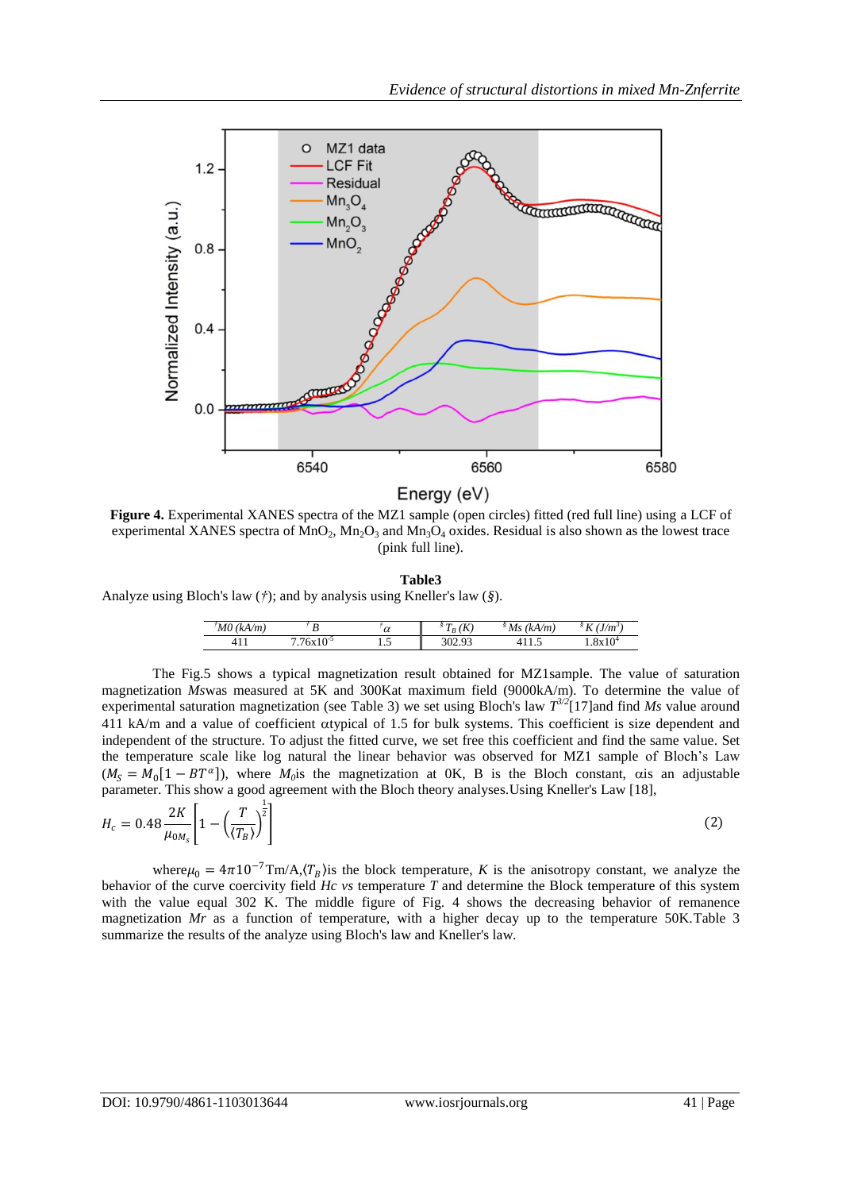**Figure 4.** Experimental XANES spectra of the MZ1 sample (open circles) fitted (red full line) using a LCF of experimental XANES spectra of $MnO_2$, $Mn_2O_3$ and $Mn_3O_4$ oxides. Residual is also shown as the lowest trace (pink full line).

**Table3**

Analyze using Bloch's law (†); and by analysis using Kneller's law (§).

| †M0 (kA/m) | † B | † $\alpha$ | § $T_B$ (K) | § Ms (kA/m) | § K (J/m³) |
|---|---|---|---|---|---|
| 411 | $7.76x10^{-5}$ | 1.5 | 302.93 | 411.5 | $1.8x10^4$ |

The Fig.5 shows a typical magnetization result obtained for MZ1sample. The value of saturation magnetization *Ms*was measured at 5K and 300Kat maximum field (9000kA/m). To determine the value of experimental saturation magnetization (see Table 3) we set using Bloch's law $T^{3/2}$[17]and find *Ms* value around 411 kA/m and a value of coefficient $\alpha$typical of 1.5 for bulk systems. This coefficient is size dependent and independent of the structure. To adjust the fitted curve, we set free this coefficient and find the same value. Set the temperature scale like log natural the linear behavior was observed for MZ1 sample of Bloch's Law ($M_S = M_0[1 - BT^{\alpha}]$), where $M_0$is the magnetization at 0K, B is the Bloch constant, $\alpha$is an adjustable parameter. This show a good agreement with the Bloch theory analyses.Using Kneller's Law [18],

$$H_c = 0.48\frac{2K}{\mu_{0M_s}}\left[1 - \left(\frac{T}{\langle T_B \rangle}\right)^{\frac{1}{2}}\right] \tag{2}$$

where$\mu_0 = 4\pi 10^{-7}$Tm/A,$\langle T_B \rangle$is the block temperature, *K* is the anisotropy constant, we analyze the behavior of the curve coercivity field *Hc vs* temperature *T* and determine the Block temperature of this system with the value equal 302 K. The middle figure of Fig. 4 shows the decreasing behavior of remanence magnetization *Mr* as a function of temperature, with a higher decay up to the temperature 50K.Table 3 summarize the results of the analyze using Bloch's law and Kneller's law.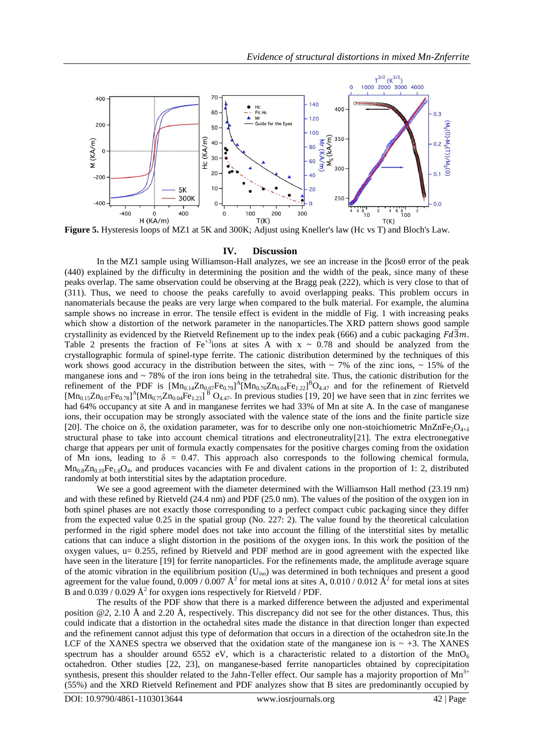**Figure 5.** Hysteresis loops of MZ1 at 5K and 300K; Adjust using Kneller's law (Hc vs T) and Bloch's Law.

## IV. Discussion

In the MZ1 sample using Williamson-Hall analyzes, we see an increase in the βcosθ error of the peak (440) explained by the difficulty in determining the position and the width of the peak, since many of these peaks overlap. The same observation could be observing at the Bragg peak (222), which is very close to that of (311). Thus, we need to choose the peaks carefully to avoid overlapping peaks. This problem occurs in nanomaterials because the peaks are very large when compared to the bulk material. For example, the alumina sample shows no increase in error. The tensile effect is evident in the middle of Fig. 1 with increasing peaks which show a distortion of the network parameter in the nanoparticles.The XRD pattern shows good sample crystallinity as evidenced by the Rietveld Refinement up to the index peak (666) and a cubic packaging $Fd\bar{3}m$. Table 2 presents the fraction of $Fe^{+3}$ions at sites A with x ~ 0.78 and should be analyzed from the crystallographic formula of spinel-type ferrite. The cationic distribution determined by the techniques of this work shows good accuracy in the distribution between the sites, with ~ 7% of the zinc ions, ~ 15% of the manganese ions and ~ 78% of the iron ions being in the tetrahedral site. Thus, the cationic distribution for the refinement of the PDF is $[Mn_{0.14}Zn_{0.07}Fe_{0.79}]^A[Mn_{0.76}Zn_{0.04}Fe_{1.22}]^BO_{4.47}$ and for the refinement of Rietveld $[Mn_{0.15}Zn_{0.07}Fe_{0.78}]^A[Mn_{0.75}Zn_{0.04}Fe_{1.23}]^B O_{4.47}$. In previous studies [19, 20] we have seen that in zinc ferrites we had 64% occupancy at site A and in manganese ferrites we had 33% of Mn at site A. In the case of manganese ions, their occupation may be strongly associated with the valence state of the ions and the finite particle size [20]. The choice on δ, the oxidation parameter, was for to describe only one non-stoichiometric $MnZnFe_2O_{4+\delta}$ structural phase to take into account chemical titrations and electroneutrality[21]. The extra electronegative charge that appears per unit of formula exactly compensates for the positive charges coming from the oxidation of Mn ions, leading to δ = 0.47. This approach also corresponds to the following chemical formula, $Mn_{0.8}Zn_{0.10}Fe_{1.8}O_4$, and produces vacancies with Fe and divalent cations in the proportion of 1: 2, distributed randomly at both interstitial sites by the adaptation procedure.

We see a good agreement with the diameter determined with the Williamson Hall method (23.19 nm) and with these refined by Rietveld (24.4 nm) and PDF (25.0 nm). The values of the position of the oxygen ion in both spinel phases are not exactly those corresponding to a perfect compact cubic packaging since they differ from the expected value 0.25 in the spatial group (No. 227: 2). The value found by the theoretical calculation performed in the rigid sphere model does not take into account the filling of the interstitial sites by metallic cations that can induce a slight distortion in the positions of the oxygen ions. In this work the position of the oxygen values, u= 0.255, refined by Rietveld and PDF method are in good agreement with the expected like have seen in the literature [19] for ferrite nanoparticles. For the refinements made, the amplitude average square of the atomic vibration in the equilibrium position ($U_{iso}$) was determined in both techniques and present a good agreement for the value found, 0.009 / 0.007 $Å^2$ for metal ions at sites A, 0.010 / 0.012 $Å^2$ for metal ions at sites B and 0.039 / 0.029 $Å^2$ for oxygen ions respectively for Rietveld / PDF.

The results of the PDF show that there is a marked difference between the adjusted and experimental position *@2*, 2.10 Å and 2.20 Å, respectively. This discrepancy did not see for the other distances. Thus, this could indicate that a distortion in the octahedral sites made the distance in that direction longer than expected and the refinement cannot adjust this type of deformation that occurs in a direction of the octahedron site.In the LCF of the XANES spectra we observed that the oxidation state of the manganese ion is ~ +3. The XANES spectrum has a shoulder around 6552 eV, which is a characteristic related to a distortion of the $MnO_6$ octahedron. Other studies [22, 23], on manganese-based ferrite nanoparticles obtained by coprecipitation synthesis, present this shoulder related to the Jahn-Teller effect. Our sample has a majority proportion of $Mn^{3+}$ (55%) and the XRD Rietveld Refinement and PDF analyzes show that B sites are predominantly occupied by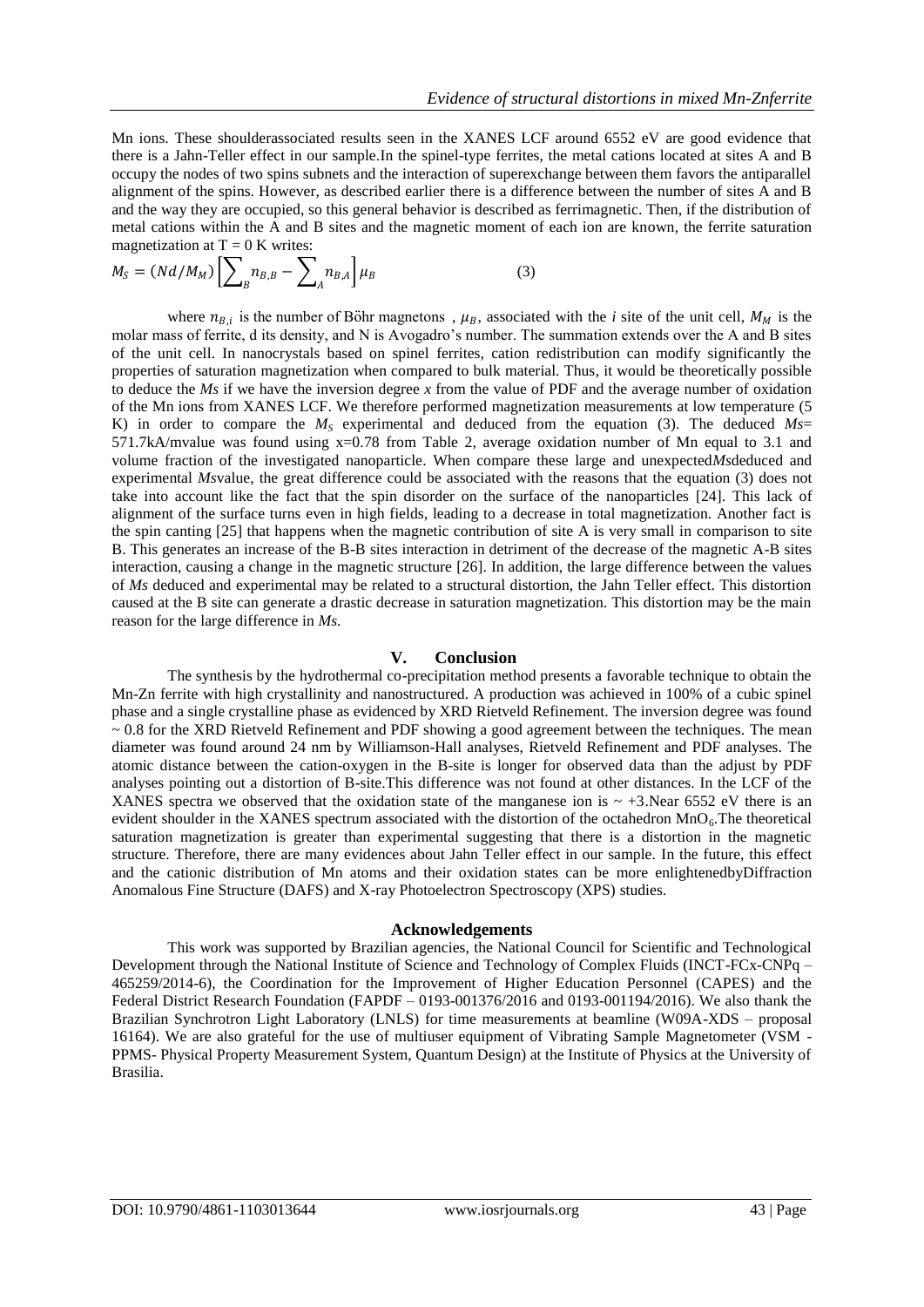Mn ions. These shoulderassociated results seen in the XANES LCF around 6552 eV are good evidence that there is a Jahn-Teller effect in our sample.In the spinel-type ferrites, the metal cations located at sites A and B occupy the nodes of two spins subnets and the interaction of superexchange between them favors the antiparallel alignment of the spins. However, as described earlier there is a difference between the number of sites A and B and the way they are occupied, so this general behavior is described as ferrimagnetic. Then, if the distribution of metal cations within the A and B sites and the magnetic moment of each ion are known, the ferrite saturation magnetization at T = 0 K writes:

$$M_S = (Nd/M_M)\left[\sum_B n_{B,B} - \sum_A n_{B,A}\right]\mu_B \qquad (3)$$

where $n_{B,i}$ is the number of Böhr magnetons , $\mu_B$, associated with the *i* site of the unit cell, $M_M$ is the molar mass of ferrite, d its density, and N is Avogadro's number. The summation extends over the A and B sites of the unit cell. In nanocrystals based on spinel ferrites, cation redistribution can modify significantly the properties of saturation magnetization when compared to bulk material. Thus, it would be theoretically possible to deduce the *Ms* if we have the inversion degree *x* from the value of PDF and the average number of oxidation of the Mn ions from XANES LCF. We therefore performed magnetization measurements at low temperature (5 K) in order to compare the $M_S$ experimental and deduced from the equation (3). The deduced *Ms*= 571.7kA/mvalue was found using x=0.78 from Table 2, average oxidation number of Mn equal to 3.1 and volume fraction of the investigated nanoparticle. When compare these large and unexpected*Ms*deduced and experimental *Ms*value, the great difference could be associated with the reasons that the equation (3) does not take into account like the fact that the spin disorder on the surface of the nanoparticles [24]. This lack of alignment of the surface turns even in high fields, leading to a decrease in total magnetization. Another fact is the spin canting [25] that happens when the magnetic contribution of site A is very small in comparison to site B. This generates an increase of the B-B sites interaction in detriment of the decrease of the magnetic A-B sites interaction, causing a change in the magnetic structure [26]. In addition, the large difference between the values of *Ms* deduced and experimental may be related to a structural distortion, the Jahn Teller effect. This distortion caused at the B site can generate a drastic decrease in saturation magnetization. This distortion may be the main reason for the large difference in *Ms*.

## V. Conclusion

The synthesis by the hydrothermal co-precipitation method presents a favorable technique to obtain the Mn-Zn ferrite with high crystallinity and nanostructured. A production was achieved in 100% of a cubic spinel phase and a single crystalline phase as evidenced by XRD Rietveld Refinement. The inversion degree was found ~ 0.8 for the XRD Rietveld Refinement and PDF showing a good agreement between the techniques. The mean diameter was found around 24 nm by Williamson-Hall analyses, Rietveld Refinement and PDF analyses. The atomic distance between the cation-oxygen in the B-site is longer for observed data than the adjust by PDF analyses pointing out a distortion of B-site.This difference was not found at other distances. In the LCF of the XANES spectra we observed that the oxidation state of the manganese ion is ~ +3.Near 6552 eV there is an evident shoulder in the XANES spectrum associated with the distortion of the octahedron $MnO_6$.The theoretical saturation magnetization is greater than experimental suggesting that there is a distortion in the magnetic structure. Therefore, there are many evidences about Jahn Teller effect in our sample. In the future, this effect and the cationic distribution of Mn atoms and their oxidation states can be more enlightenedbyDiffraction Anomalous Fine Structure (DAFS) and X-ray Photoelectron Spectroscopy (XPS) studies.

## Acknowledgements

This work was supported by Brazilian agencies, the National Council for Scientific and Technological Development through the National Institute of Science and Technology of Complex Fluids (INCT-FCx-CNPq – 465259/2014-6), the Coordination for the Improvement of Higher Education Personnel (CAPES) and the Federal District Research Foundation (FAPDF – 0193-001376/2016 and 0193-001194/2016). We also thank the Brazilian Synchrotron Light Laboratory (LNLS) for time measurements at beamline (W09A-XDS – proposal 16164). We are also grateful for the use of multiuser equipment of Vibrating Sample Magnetometer (VSM - PPMS- Physical Property Measurement System, Quantum Design) at the Institute of Physics at the University of Brasilia.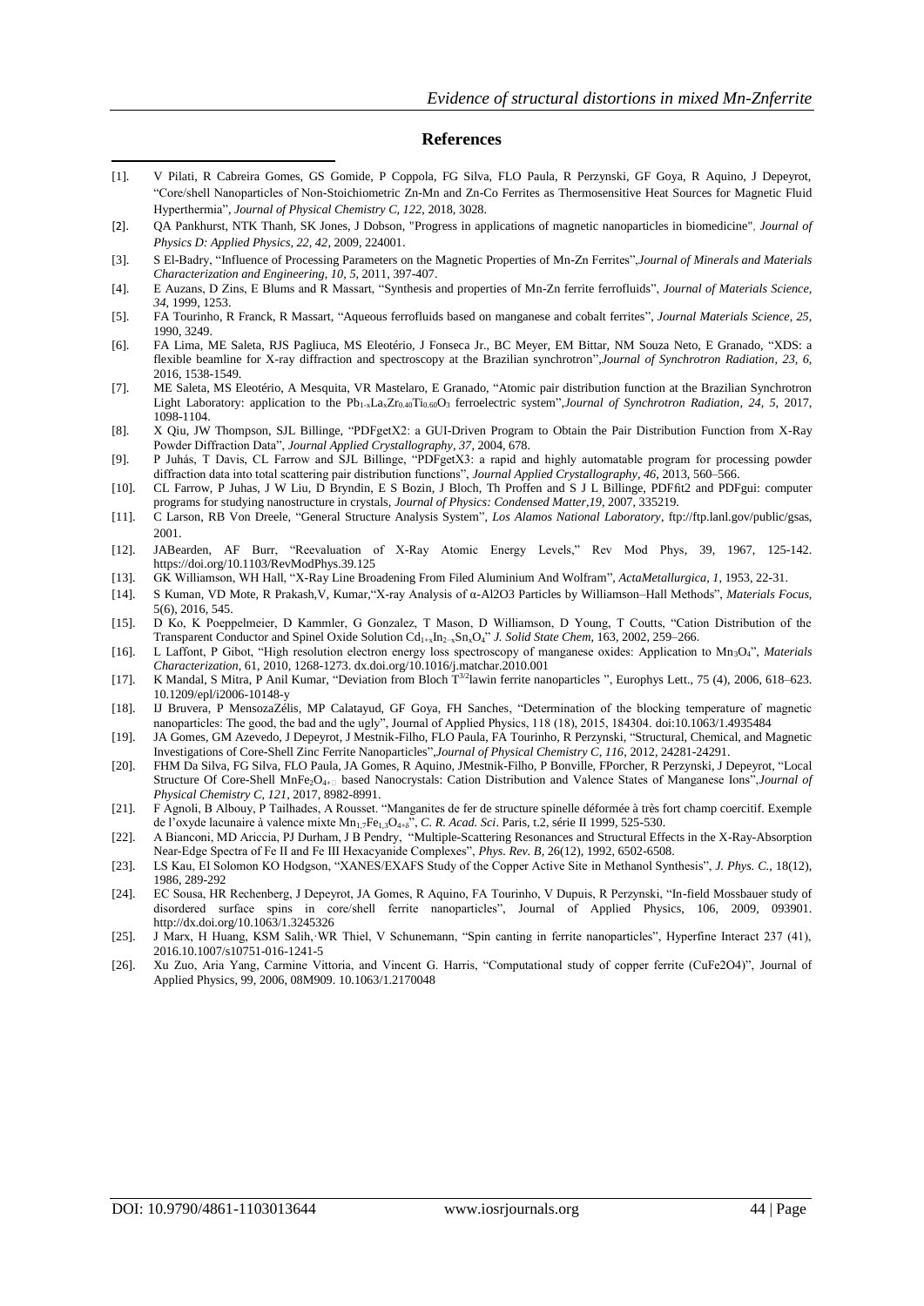## References

[1]. V Pilati, R Cabreira Gomes, GS Gomide, P Coppola, FG Silva, FLO Paula, R Perzynski, GF Goya, R Aquino, J Depeyrot, "Core/shell Nanoparticles of Non-Stoichiometric Zn-Mn and Zn-Co Ferrites as Thermosensitive Heat Sources for Magnetic Fluid Hyperthermia", *Journal of Physical Chemistry C, 122*, 2018, 3028.

[2]. QA Pankhurst, NTK Thanh, SK Jones, J Dobson, "Progress in applications of magnetic nanoparticles in biomedicine", *Journal of Physics D: Applied Physics, 22, 42*, 2009, 224001.

[3]. S El-Badry, "Influence of Processing Parameters on the Magnetic Properties of Mn-Zn Ferrites",*Journal of Minerals and Materials Characterization and Engineering, 10, 5*, 2011, 397-407.

[4]. E Auzans, D Zins, E Blums and R Massart, "Synthesis and properties of Mn-Zn ferrite ferrofluids", *Journal of Materials Science, 34*, 1999, 1253.

[5]. FA Tourinho, R Franck, R Massart, "Aqueous ferrofluids based on manganese and cobalt ferrites", *Journal Materials Science, 25*, 1990, 3249.

[6]. FA Lima, ME Saleta, RJS Pagliuca, MS Eleotério, J Fonseca Jr., BC Meyer, EM Bittar, NM Souza Neto, E Granado, "XDS: a flexible beamline for X-ray diffraction and spectroscopy at the Brazilian synchrotron",*Journal of Synchrotron Radiation, 23, 6*, 2016, 1538-1549.

[7]. ME Saleta, MS Eleotério, A Mesquita, VR Mastelaro, E Granado, "Atomic pair distribution function at the Brazilian Synchrotron Light Laboratory: application to the $Pb_{1-x}La_xZr_{0.40}Ti_{0.60}O_3$ ferroelectric system",*Journal of Synchrotron Radiation, 24, 5*, 2017, 1098-1104.

[8]. X Qiu, JW Thompson, SJL Billinge, "PDFgetX2: a GUI-Driven Program to Obtain the Pair Distribution Function from X-Ray Powder Diffraction Data", *Journal Applied Crystallography, 37*, 2004, 678.

[9]. P Juhás, T Davis, CL Farrow and SJL Billinge, "PDFgetX3: a rapid and highly automatable program for processing powder diffraction data into total scattering pair distribution functions", *Journal Applied Crystallography, 46*, 2013, 560–566.

[10]. CL Farrow, P Juhas, J W Liu, D Bryndin, E S Bozin, J Bloch, Th Proffen and S J L Billinge, PDFfit2 and PDFgui: computer programs for studying nanostructure in crystals, *Journal of Physics: Condensed Matter,19*, 2007, 335219.

[11]. C Larson, RB Von Dreele, "General Structure Analysis System", *Los Alamos National Laboratory*, ftp://ftp.lanl.gov/public/gsas, 2001.

[12]. JABearden, AF Burr, "Reevaluation of X-Ray Atomic Energy Levels," Rev Mod Phys, 39, 1967, 125-142. https://doi.org/10.1103/RevModPhys.39.125

[13]. GK Williamson, WH Hall, "X-Ray Line Broadening From Filed Aluminium And Wolfram", *ActaMetallurgica, 1*, 1953, 22-31.

[14]. S Kuman, VD Mote, R Prakash,V, Kumar,"X-ray Analysis of α-Al2O3 Particles by Williamson–Hall Methods", *Materials Focus*, 5(6), 2016, 545.

[15]. D Ko, K Poeppelmeier, D Kammler, G Gonzalez, T Mason, D Williamson, D Young, T Coutts, "Cation Distribution of the Transparent Conductor and Spinel Oxide Solution $Cd_{1+x}In_{2-x}Sn_xO_4$" *J. Solid State Chem*, 163, 2002, 259–266.

[16]. L Laffont, P Gibot, "High resolution electron energy loss spectroscopy of manganese oxides: Application to $Mn_3O_4$", *Materials Characterization*, 61, 2010, 1268-1273. dx.doi.org/10.1016/j.matchar.2010.001

[17]. K Mandal, S Mitra, P Anil Kumar, "Deviation from Bloch $T^{3/2}$lawin ferrite nanoparticles ", Europhys Lett., 75 (4), 2006, 618–623. 10.1209/epl/i2006-10148-y

[18]. IJ Bruvera, P MensozaZélis, MP Calatayud, GF Goya, FH Sanches, "Determination of the blocking temperature of magnetic nanoparticles: The good, the bad and the ugly", Journal of Applied Physics, 118 (18), 2015, 184304. doi:10.1063/1.4935484

[19]. JA Gomes, GM Azevedo, J Depeyrot, J Mestnik-Filho, FLO Paula, FA Tourinho, R Perzynski, "Structural, Chemical, and Magnetic Investigations of Core-Shell Zinc Ferrite Nanoparticles",*Journal of Physical Chemistry C, 116*, 2012, 24281-24291.

[20]. FHM Da Silva, FG Silva, FLO Paula, JA Gomes, R Aquino, JMestnik-Filho, P Bonville, FPorcher, R Perzynski, J Depeyrot, "Local Structure Of Core-Shell $MnFe_2O_{4+\square}$ based Nanocrystals: Cation Distribution and Valence States of Manganese Ions",*Journal of Physical Chemistry C, 121*, 2017, 8982-8991.

[21]. F Agnoli, B Albouy, P Tailhades, A Rousset. "Manganites de fer de structure spinelle déformée à très fort champ coercitif. Exemple de l'oxyde lacunaire à valence mixte $Mn_{1.7}Fe_{1.3}O_{4+\delta}$", *C. R. Acad. Sci*. Paris, t.2, série II 1999, 525-530.

[22]. A Bianconi, MD Ariccia, PJ Durham, J B Pendry, "Multiple-Scattering Resonances and Structural Effects in the X-Ray-Absorption Near-Edge Spectra of Fe II and Fe III Hexacyanide Complexes", *Phys. Rev. B*, 26(12), 1992, 6502-6508.

[23]. LS Kau, EI Solomon KO Hodgson, "XANES/EXAFS Study of the Copper Active Site in Methanol Synthesis", *J. Phys. C.*, 18(12), 1986, 289-292

[24]. EC Sousa, HR Rechenberg, J Depeyrot, JA Gomes, R Aquino, FA Tourinho, V Dupuis, R Perzynski, "In-field Mossbauer study of disordered surface spins in core/shell ferrite nanoparticles", Journal of Applied Physics, 106, 2009, 093901. http://dx.doi.org/10.1063/1.3245326

[25]. J Marx, H Huang, KSM Salih,·WR Thiel, V Schunemann, "Spin canting in ferrite nanoparticles", Hyperfine Interact 237 (41), 2016.10.1007/s10751-016-1241-5

[26]. Xu Zuo, Aria Yang, Carmine Vittoria, and Vincent G. Harris, "Computational study of copper ferrite (CuFe2O4)", Journal of Applied Physics, 99, 2006, 08M909. 10.1063/1.2170048